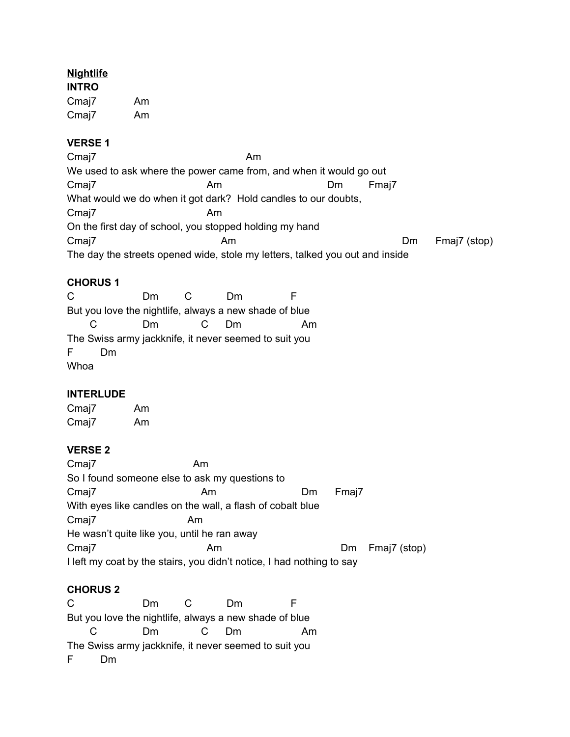**<u>Nightlife</u>**

**INTRO**

```
Cmaj7           Am
Cmaj7           Am
```

**VERSE 1**

```
Cmaj7                                        Am
We used to ask where the power came from, and when it would go out
Cmaj7                               Am                            Dm         Fmaj7
What would we do when it got dark?  Hold candles to our doubts,
Cmaj7                               Am
On the first day of school, you stopped holding my hand
Cmaj7                                   Am                                          Dm       Fmaj7 (stop)
The day the streets opened wide, stole my letters, talked you out and inside
```

**CHORUS 1**

```
C                  Dm         C           Dm               F
But you love the nightlife, always a new shade of blue
      C              Dm             C      Dm                 Am
The Swiss army jackknife, it never seemed to suit you
F        Dm
Whoa
```

**INTERLUDE**

```
Cmaj7           Am
Cmaj7           Am
```

**VERSE 2**

```
Cmaj7                            Am
So I found someone else to ask my questions to
Cmaj7                              Am                        Dm       Fmaj7
With eyes like candles on the wall, a flash of cobalt blue
Cmaj7                           Am
He wasn't quite like you, until he ran away
Cmaj7                              Am                                Dm     Fmaj7 (stop)
I left my coat by the stairs, you didn't notice, I had nothing to say
```

**CHORUS 2**

```
C                  Dm         C           Dm               F
But you love the nightlife, always a new shade of blue
      C              Dm             C      Dm                 Am
The Swiss army jackknife, it never seemed to suit you
F        Dm
```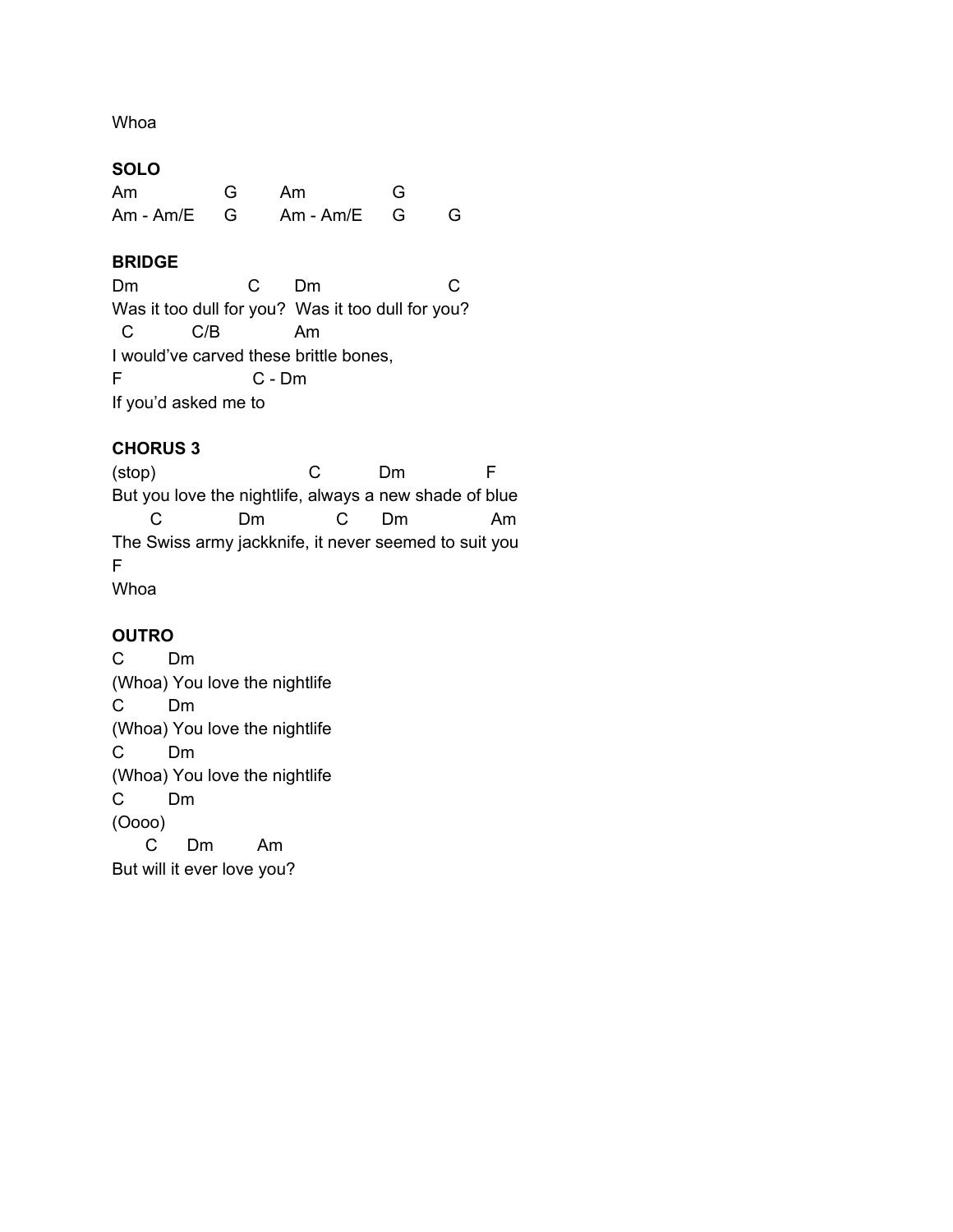Whoa

**SOLO**

```
Am              G        Am              G
Am - Am/E      G        Am - Am/E      G        G
```

**BRIDGE**

```
Dm                    C       Dm                      C
Was it too dull for you?  Was it too dull for you?
  C          C/B              Am
I would've carved these brittle bones,
F                          C - Dm
If you'd asked me to
```

**CHORUS 3**

```
(stop)                          C           Dm               F
But you love the nightlife, always a new shade of blue
       C              Dm             C       Dm               Am
The Swiss army jackknife, it never seemed to suit you
F
Whoa
```

**OUTRO**

```
C         Dm
(Whoa) You love the nightlife
C         Dm
(Whoa) You love the nightlife
C         Dm
(Whoa) You love the nightlife
C         Dm
(Oooo)
      C      Dm         Am
But will it ever love you?
```